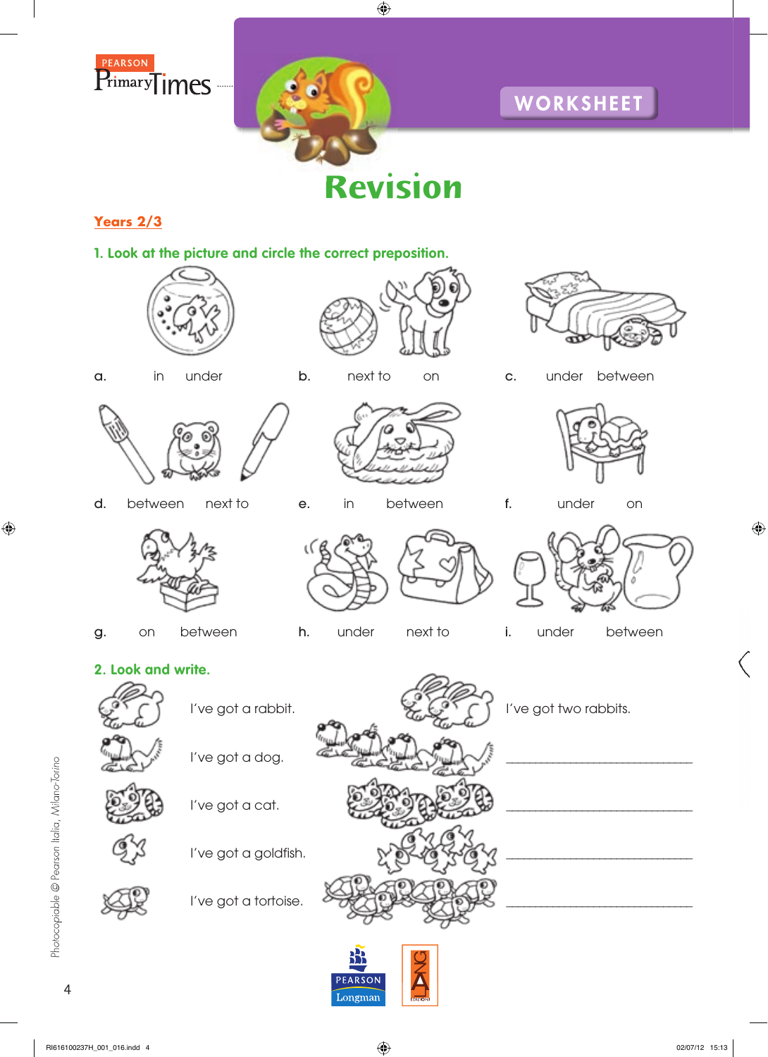PEARSON PrimaryTimes

WORKSHEET

# Revision

**Years 2/3**

## 1. Look at the picture and circle the correct preposition.

a. in under

b. next to on

c. under between

d. between next to

e. in between

f. under on

g. on between

h. under next to

i. under between

## 2. Look and write.

| | |
|---|---|
| I've got a rabbit. | I've got two rabbits. |
| I've got a dog. | \_\_\_\_\_\_\_\_\_\_\_\_\_\_\_\_\_\_\_\_\_\_\_\_\_\_\_\_ |
| I've got a cat. | \_\_\_\_\_\_\_\_\_\_\_\_\_\_\_\_\_\_\_\_\_\_\_\_\_\_\_\_ |
| I've got a goldfish. | \_\_\_\_\_\_\_\_\_\_\_\_\_\_\_\_\_\_\_\_\_\_\_\_\_\_\_\_ |
| I've got a tortoise. | \_\_\_\_\_\_\_\_\_\_\_\_\_\_\_\_\_\_\_\_\_\_\_\_\_\_\_\_ |

Photocopiable © Pearson Italia, Milano-Torino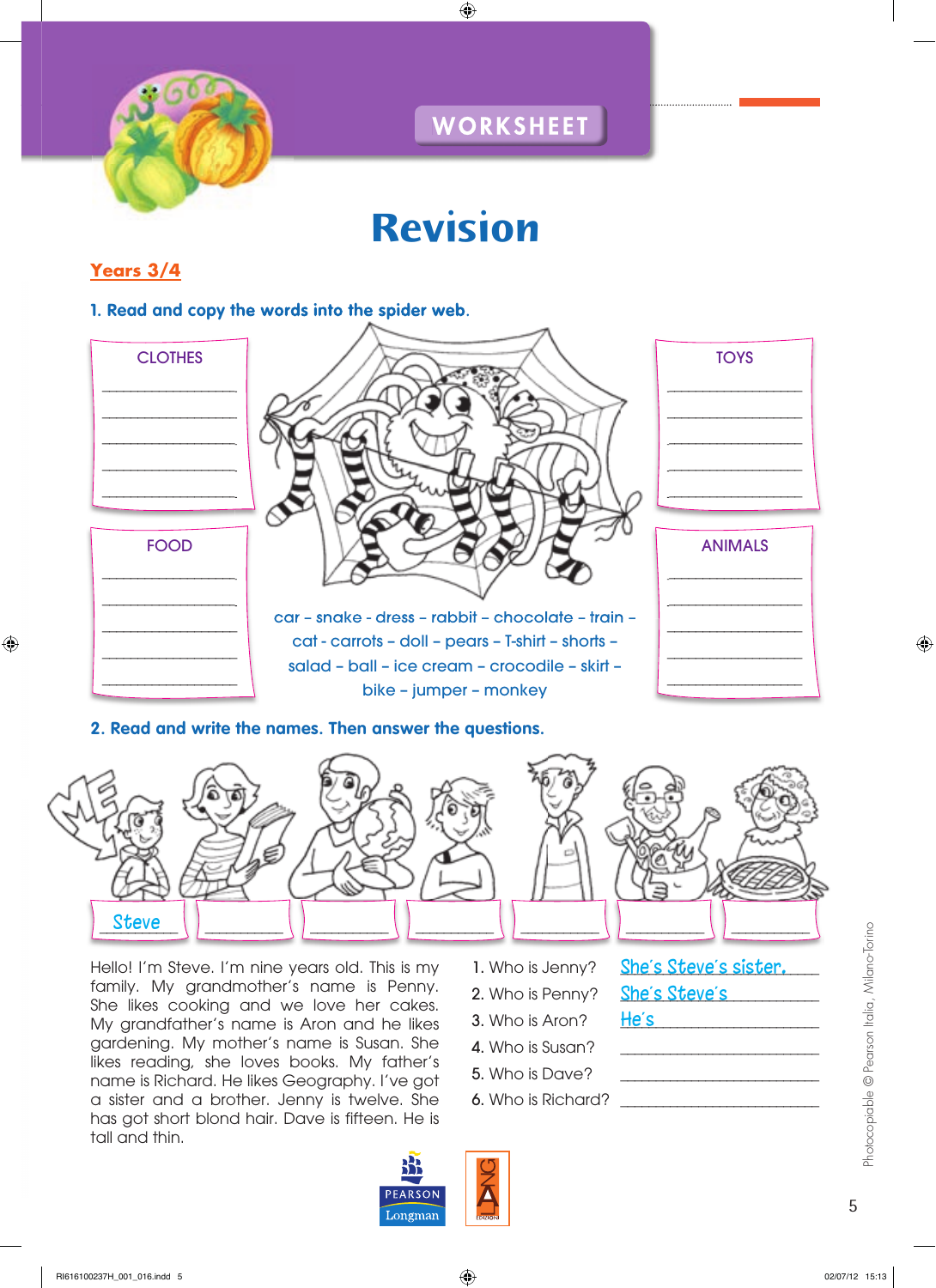WORKSHEET

# Revision

**Years 3/4**

**1. Read and copy the words into the spider web.**

| CLOTHES | TOYS |
| --- | --- |
| ________ | ________ |
| ________ | ________ |
| ________ | ________ |
| ________ | ________ |
| ________ | ________ |

| FOOD | ANIMALS |
| --- | --- |
| ________ | ________ |
| ________ | ________ |
| ________ | ________ |
| ________ | ________ |
| ________ | ________ |

car – snake - dress – rabbit – chocolate – train – cat - carrots – doll – pears – T-shirt – shorts – salad – ball – ice cream – crocodile – skirt – bike – jumper – monkey

**2. Read and write the names. Then answer the questions.**

| ME | | | | | | |
| --- | --- | --- | --- | --- | --- | --- |
| Steve | ________ | ________ | ________ | ________ | ________ | ________ |

Hello! I'm Steve. I'm nine years old. This is my family. My grandmother's name is Penny. She likes cooking and we love her cakes. My grandfather's name is Aron and he likes gardening. My mother's name is Susan. She likes reading, she loves books. My father's name is Richard. He likes Geography. I've got a sister and a brother. Jenny is twelve. She has got short blond hair. Dave is fifteen. He is tall and thin.

1. Who is Jenny? She's Steve's sister.
2. Who is Penny? She's Steve's ________
3. Who is Aron? He's ________
4. Who is Susan? ________
5. Who is Dave? ________
6. Who is Richard? ________

Photocopiable © Pearson Italia, Milano-Torino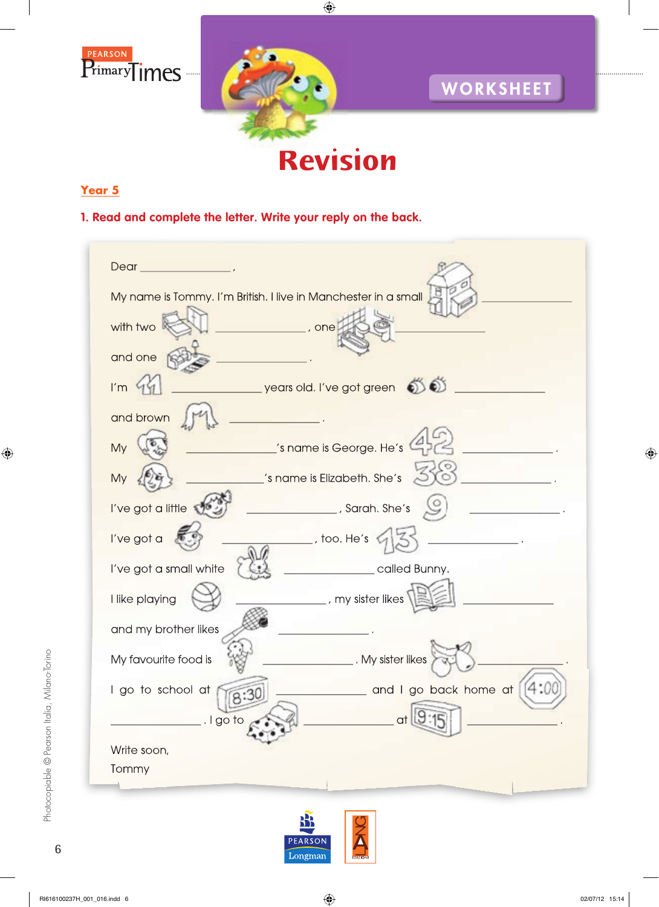PEARSON PrimaryTimes

WORKSHEET

# Revision

**Year 5**

**1. Read and complete the letter. Write your reply on the back.**

Dear _______________ ,

My name is Tommy. I'm British. I live in Manchester in a small _______________

with two _______________ , one _______________

and one _______________ .

I'm 11 _______________ years old. I've got green _______________

and brown _______________ .

My _______________'s name is George. He's 42 _______________ .

My _______________'s name is Elizabeth. She's 38 _______________ .

I've got a little _______________ , Sarah. She's 9 _______________ .

I've got a _______________ , too. He's 13 _______________ .

I've got a small white _______________ called Bunny.

I like playing _______________ , my sister likes _______________

and my brother likes _______________ .

My favourite food is _______________ . My sister likes _______________ .

I go to school at 8:30 _______________ and I go back home at 4:00

_______________ . I go to _______________ at 9:15 _______________ .

Write soon,

Tommy

Photocopiable © Pearson Italia, Milano-Torino

PEARSON Longman

LANG EDIZIONI